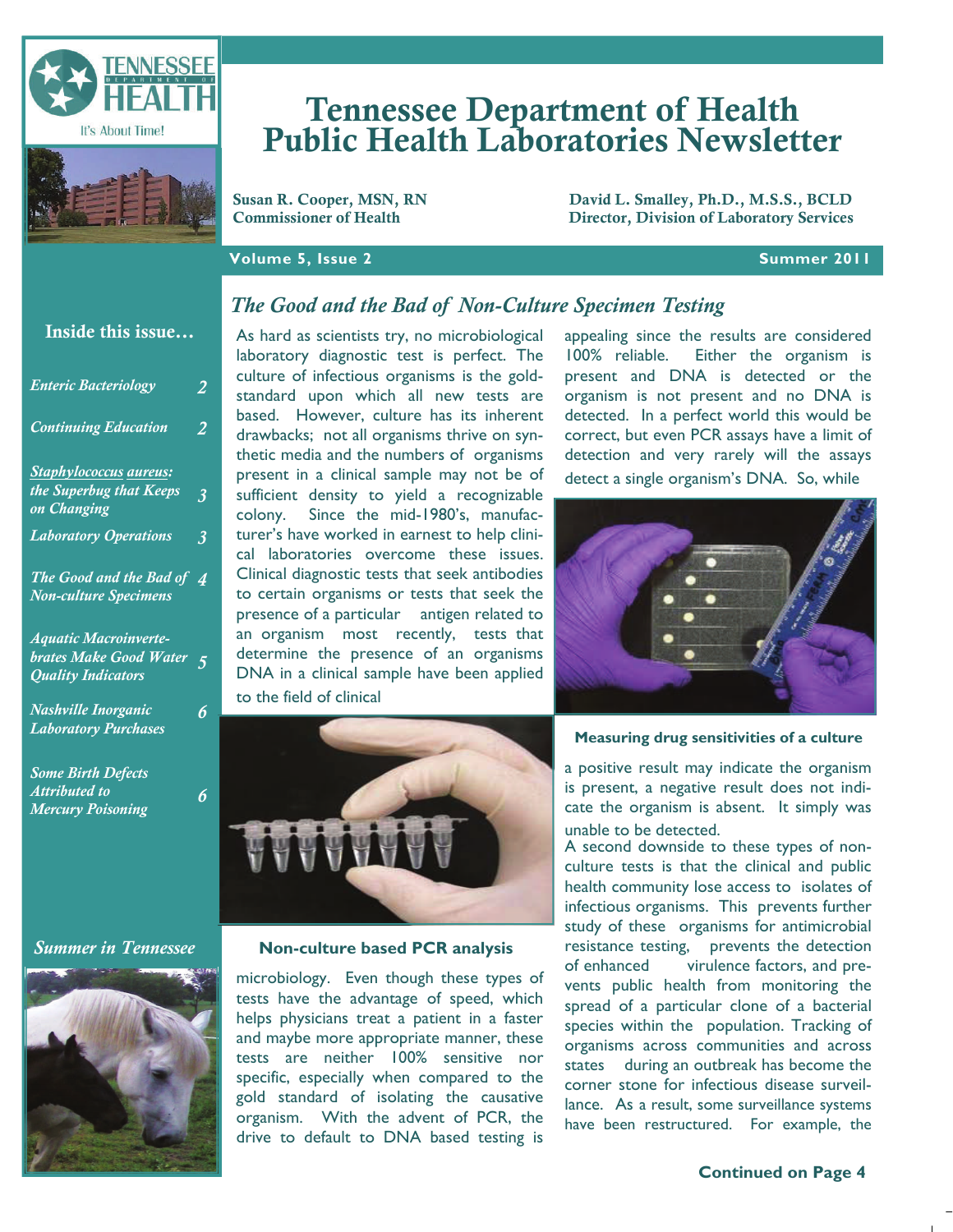# Tennessee Department of Health Public Health Laboratories Newsletter

**Susan R. Cooper, MSN, RN**
**Commissioner of Health**

**David L. Smalley, Ph.D., M.S.S., BCLD**
**Director, Division of Laboratory Services**

**Volume 5, Issue 2** — **Summer 2011**

## Inside this issue…

- *Enteric Bacteriology* — 2
- *Continuing Education* — 2
- *Staphylococcus aureus: the Superbug that Keeps on Changing* — 3
- *Laboratory Operations* — 3
- *The Good and the Bad of Non-culture Specimens* — 4
- *Aquatic Macroinvertebrates Make Good Water Quality Indicators* — 5
- *Nashville Inorganic Laboratory Purchases* — 6
- *Some Birth Defects Attributed to Mercury Poisoning* — 6

*Summer in Tennessee*

## *The Good and the Bad of Non-Culture Specimen Testing*

As hard as scientists try, no microbiological laboratory diagnostic test is perfect. The culture of infectious organisms is the gold-standard upon which all new tests are based. However, culture has its inherent drawbacks; not all organisms thrive on synthetic media and the numbers of organisms present in a clinical sample may not be of sufficient density to yield a recognizable colony. Since the mid-1980's, manufacturer's have worked in earnest to help clinical laboratories overcome these issues. Clinical diagnostic tests that seek antibodies to certain organisms or tests that seek the presence of a particular antigen related to an organism most recently, tests that determine the presence of an organisms DNA in a clinical sample have been applied to the field of clinical microbiology. Even though these types of tests have the advantage of speed, which helps physicians treat a patient in a faster and maybe more appropriate manner, these tests are neither 100% sensitive nor specific, especially when compared to the gold standard of isolating the causative organism. With the advent of PCR, the drive to default to DNA based testing is appealing since the results are considered 100% reliable. Either the organism is present and DNA is detected or the organism is not present and no DNA is detected. In a perfect world this would be correct, but even PCR assays have a limit of detection and very rarely will the assays detect a single organism's DNA. So, while a positive result may indicate the organism is present, a negative result does not indicate the organism is absent. It simply was unable to be detected.

**Non-culture based PCR analysis**

**Measuring drug sensitivities of a culture**

A second downside to these types of non-culture tests is that the clinical and public health community lose access to isolates of infectious organisms. This prevents further study of these organisms for antimicrobial resistance testing, prevents the detection of enhanced virulence factors, and prevents public health from monitoring the spread of a particular clone of a bacterial species within the population. Tracking of organisms across communities and across states during an outbreak has become the corner stone for infectious disease surveillance. As a result, some surveillance systems have been restructured. For example, the

**Continued on Page 4**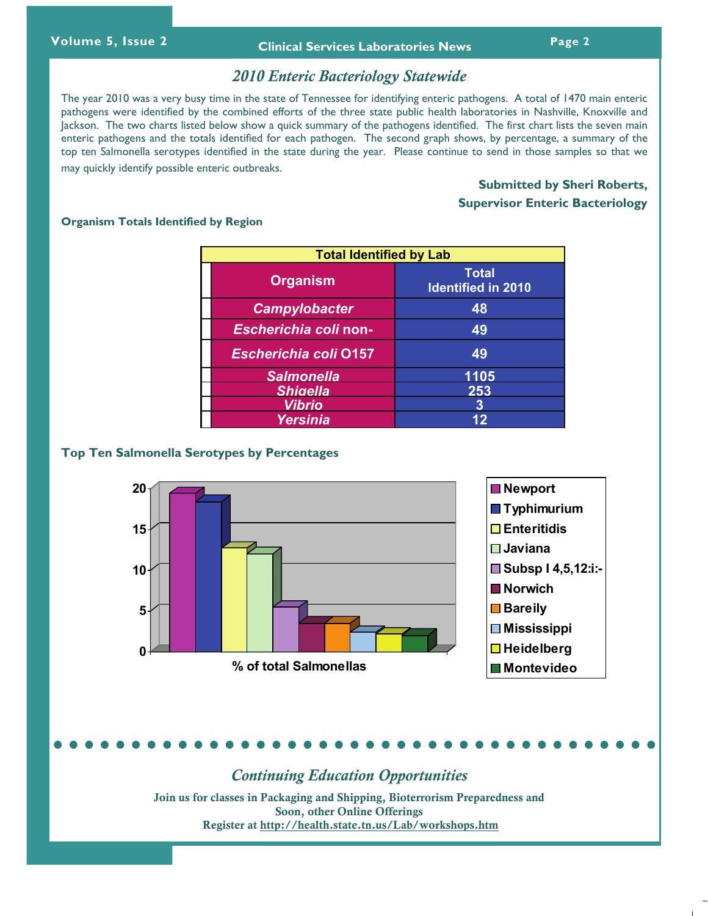## *2010 Enteric Bacteriology Statewide*

The year 2010 was a very busy time in the state of Tennessee for identifying enteric pathogens. A total of 1470 main enteric pathogens were identified by the combined efforts of the three state public health laboratories in Nashville, Knoxville and Jackson. The two charts listed below show a quick summary of the pathogens identified. The first chart lists the seven main enteric pathogens and the totals identified for each pathogen. The second graph shows, by percentage, a summary of the top ten Salmonella serotypes identified in the state during the year. Please continue to send in those samples so that we may quickly identify possible enteric outbreaks.

**Submitted by Sheri Roberts,**
**Supervisor Enteric Bacteriology**

### Organism Totals Identified by Region

| Total Identified by Lab | |
|---|---|
| **Organism** | **Total Identified in 2010** |
| *Campylobacter* | 48 |
| *Escherichia coli* non- | 49 |
| *Escherichia coli* O157 | 49 |
| *Salmonella* | 1105 |
| *Shigella* | 253 |
| *Vibrio* | 3 |
| *Yersinia* | 12 |

### Top Ten Salmonella Serotypes by Percentages

% of total Salmonellas

Newport, Typhimurium, Enteritidis, Javiana, Subsp I 4,5,12:i:-, Norwich, Bareily, Mississippi, Heidelberg, Montevideo

## *Continuing Education Opportunities*

**Join us for classes in Packaging and Shipping, Bioterrorism Preparedness and Soon, other Online Offerings**
**Register at http://health.state.tn.us/Lab/workshops.htm**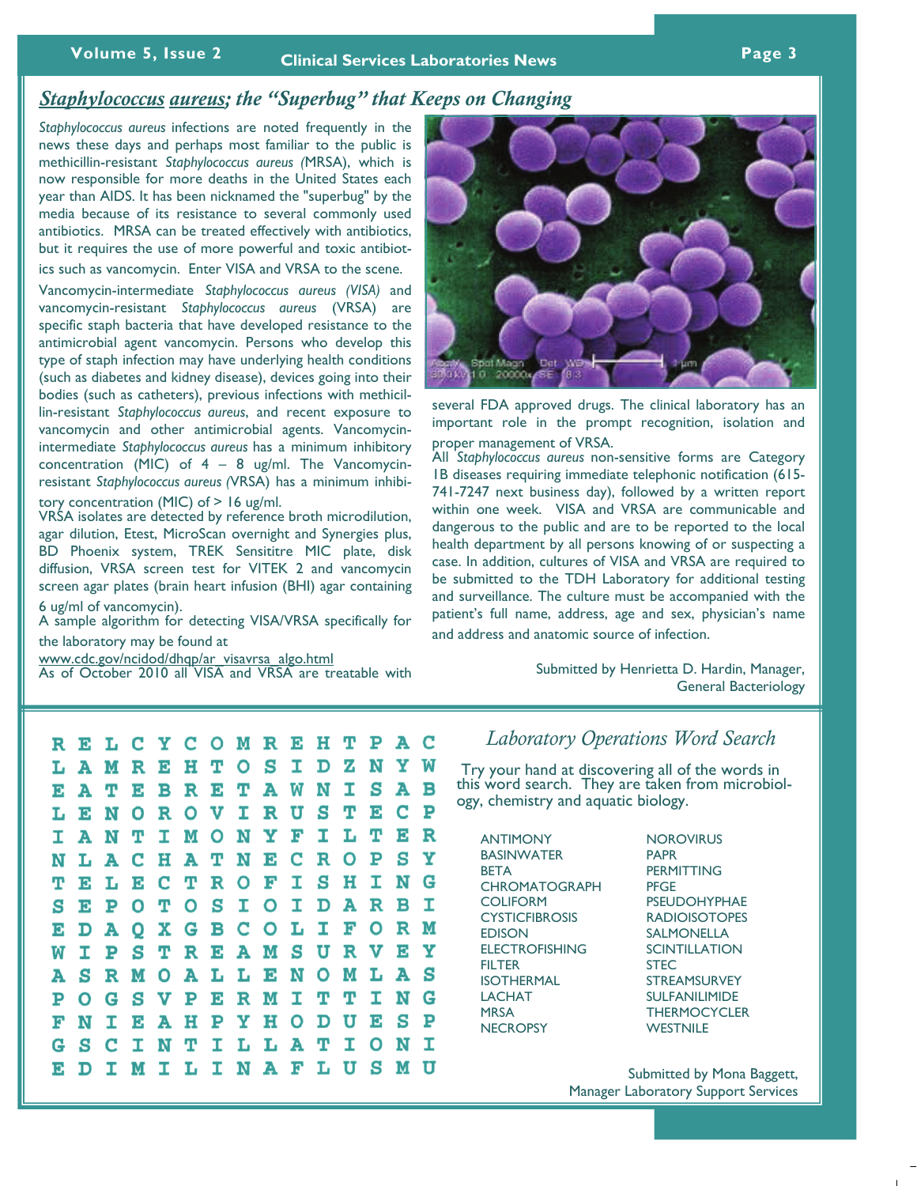## *Staphylococcus aureus; the "Superbug" that Keeps on Changing*

*Staphylococcus aureus* infections are noted frequently in the news these days and perhaps most familiar to the public is methicillin-resistant *Staphylococcus aureus (*MRSA), which is now responsible for more deaths in the United States each year than AIDS. It has been nicknamed the "superbug" by the media because of its resistance to several commonly used antibiotics. MRSA can be treated effectively with antibiotics, but it requires the use of more powerful and toxic antibiotics such as vancomycin. Enter VISA and VRSA to the scene.

Vancomycin-intermediate *Staphylococcus aureus (VISA)* and vancomycin-resistant *Staphylococcus aureus* (VRSA) are specific staph bacteria that have developed resistance to the antimicrobial agent vancomycin. Persons who develop this type of staph infection may have underlying health conditions (such as diabetes and kidney disease), devices going into their bodies (such as catheters), previous infections with methicillin-resistant *Staphylococcus aureus*, and recent exposure to vancomycin and other antimicrobial agents. Vancomycin-intermediate *Staphylococcus aureus* has a minimum inhibitory concentration (MIC) of 4 – 8 ug/ml. The Vancomycin-resistant *Staphylococcus aureus (*VRSA) has a minimum inhibitory concentration (MIC) of > 16 ug/ml.

VRSA isolates are detected by reference broth microdilution, agar dilution, Etest, MicroScan overnight and Synergies plus, BD Phoenix system, TREK Sensititre MIC plate, disk diffusion, VRSA screen test for VITEK 2 and vancomycin screen agar plates (brain heart infusion (BHI) agar containing 6 ug/ml of vancomycin).

A sample algorithm for detecting VISA/VRSA specifically for the laboratory may be found at www.cdc.gov/ncidod/dhqp/ar_visavrsa_algo.html

As of October 2010 all VISA and VRSA are treatable with several FDA approved drugs. The clinical laboratory has an important role in the prompt recognition, isolation and proper management of VRSA.

All *Staphylococcus aureus* non-sensitive forms are Category 1B diseases requiring immediate telephonic notification (615-741-7247 next business day), followed by a written report within one week. VISA and VRSA are communicable and dangerous to the public and are to be reported to the local health department by all persons knowing of or suspecting a case. In addition, cultures of VISA and VRSA are required to be submitted to the TDH Laboratory for additional testing and surveillance. The culture must be accompanied with the patient's full name, address, age and sex, physician's name and address and anatomic source of infection.

Submitted by Henrietta D. Hardin, Manager, General Bacteriology

## *Laboratory Operations Word Search*

```
R E L C Y C O M R E H T P A C
L A M R E H T O S I D Z N Y W
E A T E B R E T A W N I S A B
L E N O R O V I R U S T E C P
I A N T I M O N Y F I L T E R
N L A C H A T N E C R O P S Y
T E L E C T R O F I S H I N G
S E P O T O S I O I D A R B I
E D A Q X G B C O L I F O R M
W I P S T R E A M S U R V E Y
A S R M O A L L E N O M L A S
P O G S V P E R M I T T I N G
F N I E A H P Y H O D U E S P
G S C I N T I L L A T I O N I
E D I M I L I N A F L U S M U
```

Try your hand at discovering all of the words in this word search. They are taken from microbiology, chemistry and aquatic biology.

| | |
|---|---|
| ANTIMONY | NOROVIRUS |
| BASINWATER | PAPR |
| BETA | PERMITTING |
| CHROMATOGRAPH | PFGE |
| COLIFORM | PSEUDOHYPHAE |
| CYSTICFIBROSIS | RADIOISOTOPES |
| EDISON | SALMONELLA |
| ELECTROFISHING | SCINTILLATION |
| FILTER | STEC |
| ISOTHERMAL | STREAMSURVEY |
| LACHAT | SULFANILIMIDE |
| MRSA | THERMOCYCLER |
| NECROPSY | WESTNILE |

Submitted by Mona Baggett, Manager Laboratory Support Services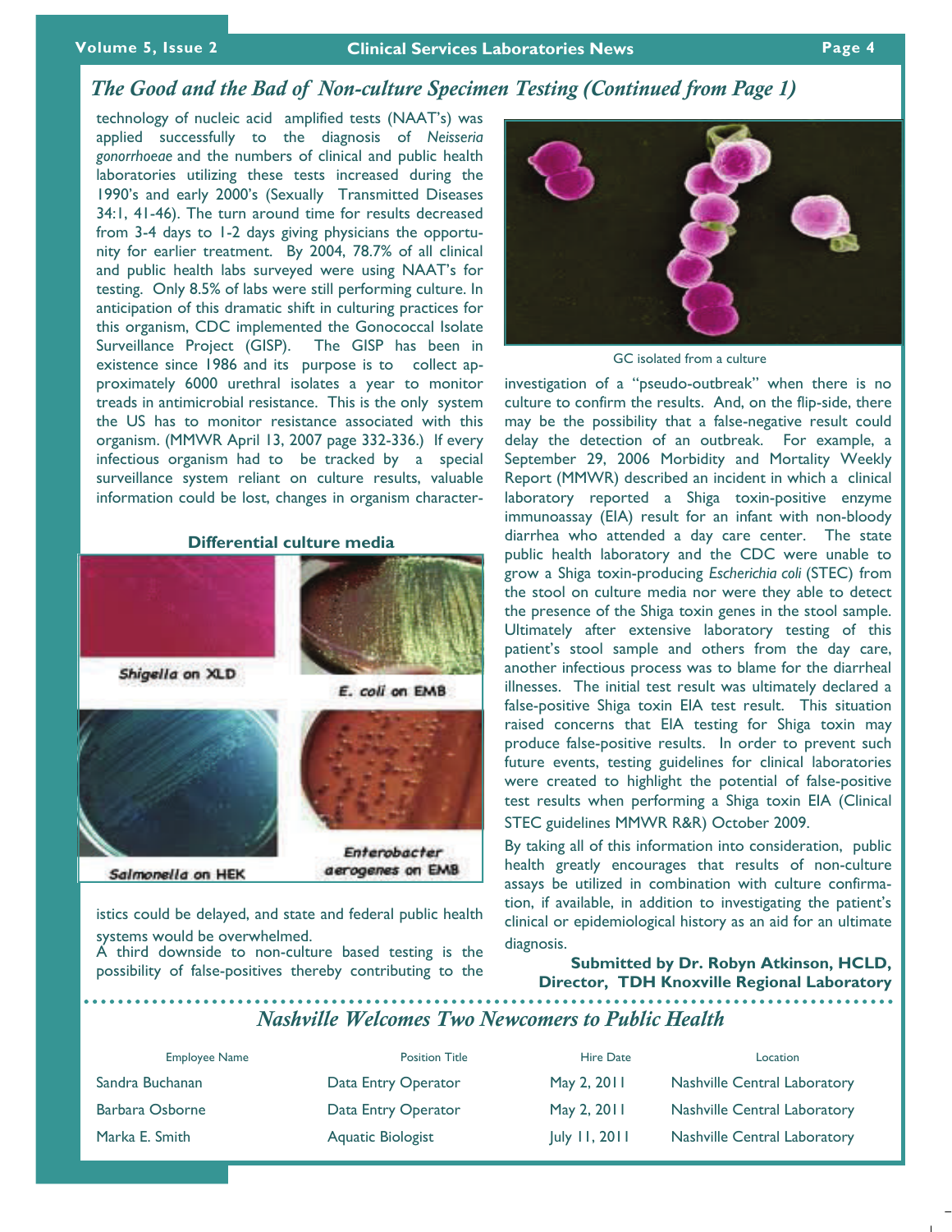## *The Good and the Bad of Non-culture Specimen Testing (Continued from Page 1)*

technology of nucleic acid amplified tests (NAAT's) was applied successfully to the diagnosis of *Neisseria gonorrhoeae* and the numbers of clinical and public health laboratories utilizing these tests increased during the 1990's and early 2000's (Sexually Transmitted Diseases 34:1, 41-46). The turn around time for results decreased from 3-4 days to 1-2 days giving physicians the opportunity for earlier treatment. By 2004, 78.7% of all clinical and public health labs surveyed were using NAAT's for testing. Only 8.5% of labs were still performing culture. In anticipation of this dramatic shift in culturing practices for this organism, CDC implemented the Gonococcal Isolate Surveillance Project (GISP). The GISP has been in existence since 1986 and its purpose is to collect approximately 6000 urethral isolates a year to monitor treads in antimicrobial resistance. This is the only system the US has to monitor resistance associated with this organism. (MMWR April 13, 2007 page 332-336.) If every infectious organism had to be tracked by a special surveillance system reliant on culture results, valuable information could be lost, changes in organism characteristics could be delayed, and state and federal public health systems would be overwhelmed.

**Differential culture media**

Shigella on XLD

E. coli on EMB

Salmonella on HEK

Enterobacter aerogenes on EMB

A third downside to non-culture based testing is the possibility of false-positives thereby contributing to the investigation of a "pseudo-outbreak" when there is no culture to confirm the results. And, on the flip-side, there may be the possibility that a false-negative result could delay the detection of an outbreak. For example, a September 29, 2006 Morbidity and Mortality Weekly Report (MMWR) described an incident in which a clinical laboratory reported a Shiga toxin-positive enzyme immunoassay (EIA) result for an infant with non-bloody diarrhea who attended a day care center. The state public health laboratory and the CDC were unable to grow a Shiga toxin-producing *Escherichia coli* (STEC) from the stool on culture media nor were they able to detect the presence of the Shiga toxin genes in the stool sample. Ultimately after extensive laboratory testing of this patient's stool sample and others from the day care, another infectious process was to blame for the diarrheal illnesses. The initial test result was ultimately declared a false-positive Shiga toxin EIA test result. This situation raised concerns that EIA testing for Shiga toxin may produce false-positive results. In order to prevent such future events, testing guidelines for clinical laboratories were created to highlight the potential of false-positive test results when performing a Shiga toxin EIA (Clinical STEC guidelines MMWR R&R) October 2009.

GC isolated from a culture

By taking all of this information into consideration, public health greatly encourages that results of non-culture assays be utilized in combination with culture confirmation, if available, in addition to investigating the patient's clinical or epidemiological history as an aid for an ultimate diagnosis.

**Submitted by Dr. Robyn Atkinson, HCLD, Director, TDH Knoxville Regional Laboratory**

## *Nashville Welcomes Two Newcomers to Public Health*

| Employee Name | Position Title | Hire Date | Location |
|---|---|---|---|
| Sandra Buchanan | Data Entry Operator | May 2, 2011 | Nashville Central Laboratory |
| Barbara Osborne | Data Entry Operator | May 2, 2011 | Nashville Central Laboratory |
| Marka E. Smith | Aquatic Biologist | July 11, 2011 | Nashville Central Laboratory |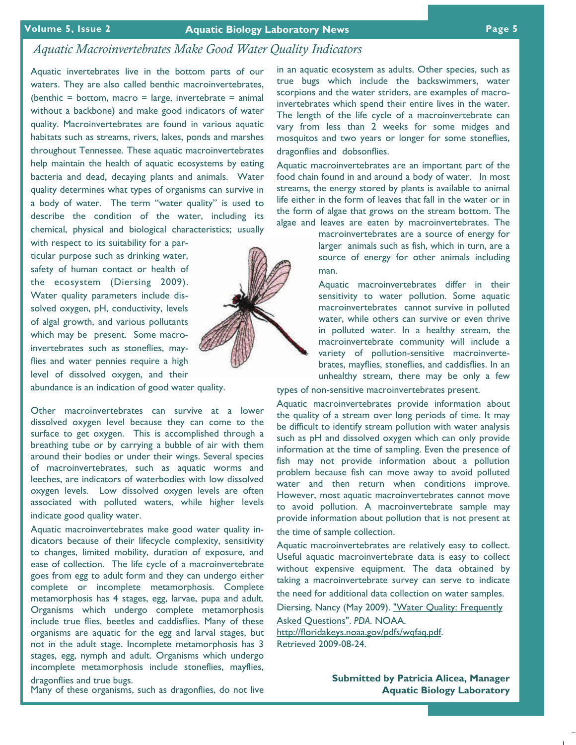## *Aquatic Macroinvertebrates Make Good Water Quality Indicators*

Aquatic invertebrates live in the bottom parts of our waters. They are also called benthic macroinvertebrates, (benthic = bottom, macro = large, invertebrate = animal without a backbone) and make good indicators of water quality. Macroinvertebrates are found in various aquatic habitats such as streams, rivers, lakes, ponds and marshes throughout Tennessee. These aquatic macroinvertebrates help maintain the health of aquatic ecosystems by eating bacteria and dead, decaying plants and animals. Water quality determines what types of organisms can survive in a body of water. The term "water quality" is used to describe the condition of the water, including its chemical, physical and biological characteristics; usually with respect to its suitability for a particular purpose such as drinking water, safety of human contact or health of the ecosystem (Diersing 2009). Water quality parameters include dissolved oxygen, pH, conductivity, levels of algal growth, and various pollutants which may be present. Some macroinvertebrates such as stoneflies, mayflies and water pennies require a high level of dissolved oxygen, and their abundance is an indication of good water quality.

Other macroinvertebrates can survive at a lower dissolved oxygen level because they can come to the surface to get oxygen. This is accomplished through a breathing tube or by carrying a bubble of air with them around their bodies or under their wings. Several species of macroinvertebrates, such as aquatic worms and leeches, are indicators of waterbodies with low dissolved oxygen levels. Low dissolved oxygen levels are often associated with polluted waters, while higher levels indicate good quality water.

Aquatic macroinvertebrates make good water quality indicators because of their lifecycle complexity, sensitivity to changes, limited mobility, duration of exposure, and ease of collection. The life cycle of a macroinvertebrate goes from egg to adult form and they can undergo either complete or incomplete metamorphosis. Complete metamorphosis has 4 stages, egg, larvae, pupa and adult. Organisms which undergo complete metamorphosis include true flies, beetles and caddisflies. Many of these organisms are aquatic for the egg and larval stages, but not in the adult stage. Incomplete metamorphosis has 3 stages, egg, nymph and adult. Organisms which undergo incomplete metamorphosis include stoneflies, mayflies, dragonflies and true bugs.

Many of these organisms, such as dragonflies, do not live in an aquatic ecosystem as adults. Other species, such as true bugs which include the backswimmers, water scorpions and the water striders, are examples of macroinvertebrates which spend their entire lives in the water. The length of the life cycle of a macroinvertebrate can vary from less than 2 weeks for some midges and mosquitos and two years or longer for some stoneflies, dragonflies and dobsonflies.

Aquatic macroinvertebrates are an important part of the food chain found in and around a body of water. In most streams, the energy stored by plants is available to animal life either in the form of leaves that fall in the water or in the form of algae that grows on the stream bottom. The algae and leaves are eaten by macroinvertebrates. The macroinvertebrates are a source of energy for larger animals such as fish, which in turn, are a source of energy for other animals including man.

Aquatic macroinvertebrates differ in their sensitivity to water pollution. Some aquatic macroinvertebrates cannot survive in polluted water, while others can survive or even thrive in polluted water. In a healthy stream, the macroinvertebrate community will include a variety of pollution-sensitive macroinvertebrates, mayflies, stoneflies, and caddisflies. In an unhealthy stream, there may be only a few types of non-sensitive macroinvertebrates present.

Aquatic macroinvertebrates provide information about the quality of a stream over long periods of time. It may be difficult to identify stream pollution with water analysis such as pH and dissolved oxygen which can only provide information at the time of sampling. Even the presence of fish may not provide information about a pollution problem because fish can move away to avoid polluted water and then return when conditions improve. However, most aquatic macroinvertebrates cannot move to avoid pollution. A macroinvertebrate sample may provide information about pollution that is not present at the time of sample collection.

Aquatic macroinvertebrates are relatively easy to collect. Useful aquatic macroinvertebrate data is easy to collect without expensive equipment. The data obtained by taking a macroinvertebrate survey can serve to indicate the need for additional data collection on water samples.

Diersing, Nancy (May 2009). "Water Quality: Frequently Asked Questions". *PDA*. NOAA. http://floridakeys.noaa.gov/pdfs/wqfaq.pdf. Retrieved 2009-08-24.

**Submitted by Patricia Alicea, Manager**
**Aquatic Biology Laboratory**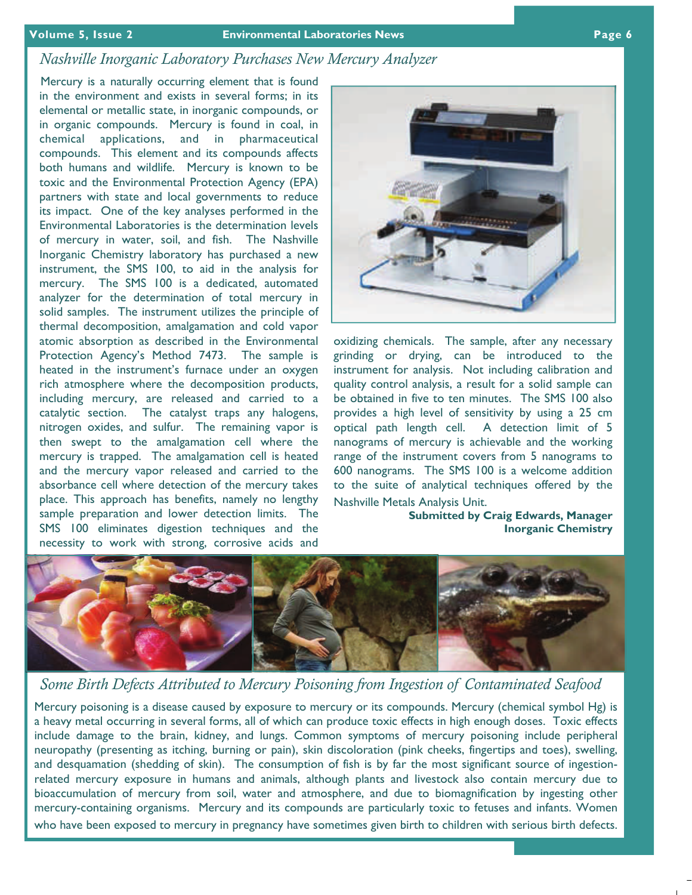## *Nashville Inorganic Laboratory Purchases New Mercury Analyzer*

Mercury is a naturally occurring element that is found in the environment and exists in several forms; in its elemental or metallic state, in inorganic compounds, or in organic compounds. Mercury is found in coal, in chemical applications, and in pharmaceutical compounds. This element and its compounds affects both humans and wildlife. Mercury is known to be toxic and the Environmental Protection Agency (EPA) partners with state and local governments to reduce its impact. One of the key analyses performed in the Environmental Laboratories is the determination levels of mercury in water, soil, and fish. The Nashville Inorganic Chemistry laboratory has purchased a new instrument, the SMS 100, to aid in the analysis for mercury. The SMS 100 is a dedicated, automated analyzer for the determination of total mercury in solid samples. The instrument utilizes the principle of thermal decomposition, amalgamation and cold vapor atomic absorption as described in the Environmental Protection Agency's Method 7473. The sample is heated in the instrument's furnace under an oxygen rich atmosphere where the decomposition products, including mercury, are released and carried to a catalytic section. The catalyst traps any halogens, nitrogen oxides, and sulfur. The remaining vapor is then swept to the amalgamation cell where the mercury is trapped. The amalgamation cell is heated and the mercury vapor released and carried to the absorbance cell where detection of the mercury takes place. This approach has benefits, namely no lengthy sample preparation and lower detection limits. The SMS 100 eliminates digestion techniques and the necessity to work with strong, corrosive acids and oxidizing chemicals. The sample, after any necessary grinding or drying, can be introduced to the instrument for analysis. Not including calibration and quality control analysis, a result for a solid sample can be obtained in five to ten minutes. The SMS 100 also provides a high level of sensitivity by using a 25 cm optical path length cell. A detection limit of 5 nanograms of mercury is achievable and the working range of the instrument covers from 5 nanograms to 600 nanograms. The SMS 100 is a welcome addition to the suite of analytical techniques offered by the Nashville Metals Analysis Unit.

**Submitted by Craig Edwards, Manager Inorganic Chemistry**

## *Some Birth Defects Attributed to Mercury Poisoning from Ingestion of Contaminated Seafood*

Mercury poisoning is a disease caused by exposure to mercury or its compounds. Mercury (chemical symbol Hg) is a heavy metal occurring in several forms, all of which can produce toxic effects in high enough doses. Toxic effects include damage to the brain, kidney, and lungs. Common symptoms of mercury poisoning include peripheral neuropathy (presenting as itching, burning or pain), skin discoloration (pink cheeks, fingertips and toes), swelling, and desquamation (shedding of skin). The consumption of fish is by far the most significant source of ingestion-related mercury exposure in humans and animals, although plants and livestock also contain mercury due to bioaccumulation of mercury from soil, water and atmosphere, and due to biomagnification by ingesting other mercury-containing organisms. Mercury and its compounds are particularly toxic to fetuses and infants. Women who have been exposed to mercury in pregnancy have sometimes given birth to children with serious birth defects.